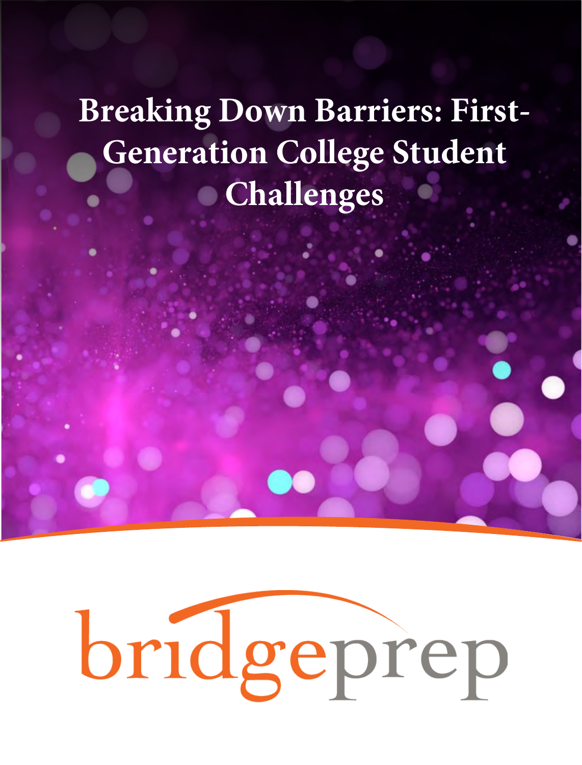# Breaking Down Barriers: First-Generation College Student Challenges

bridgeprep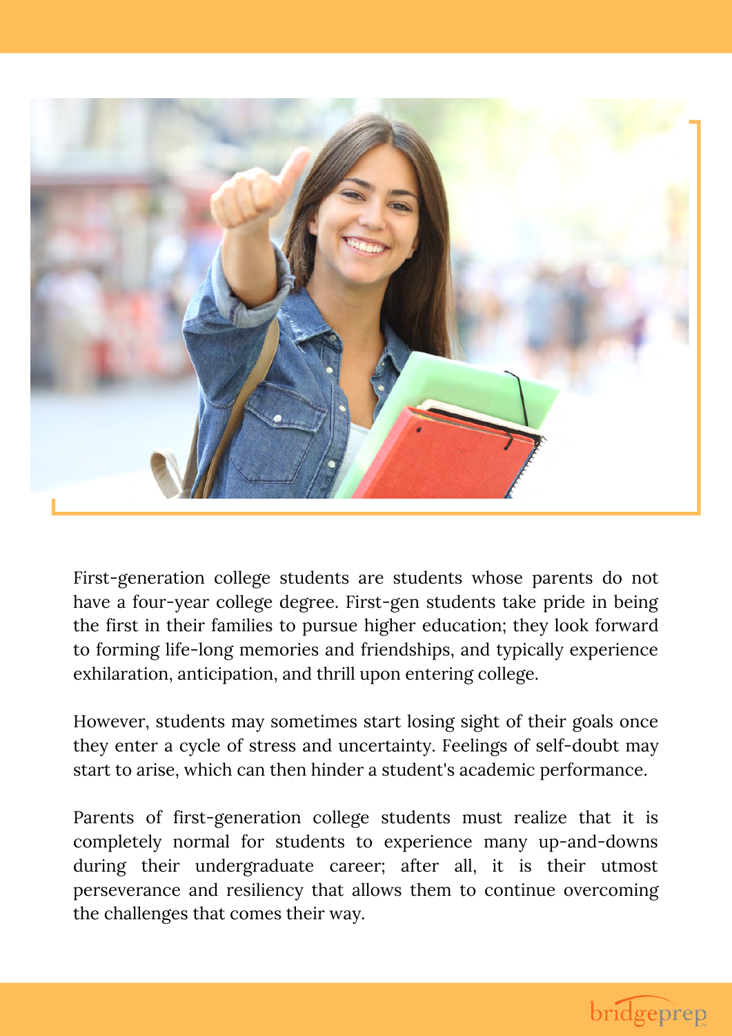First-generation college students are students whose parents do not have a four-year college degree. First-gen students take pride in being the first in their families to pursue higher education; they look forward to forming life-long memories and friendships, and typically experience exhilaration, anticipation, and thrill upon entering college.

However, students may sometimes start losing sight of their goals once they enter a cycle of stress and uncertainty. Feelings of self-doubt may start to arise, which can then hinder a student's academic performance.

Parents of first-generation college students must realize that it is completely normal for students to experience many up-and-downs during their undergraduate career; after all, it is their utmost perseverance and resiliency that allows them to continue overcoming the challenges that comes their way.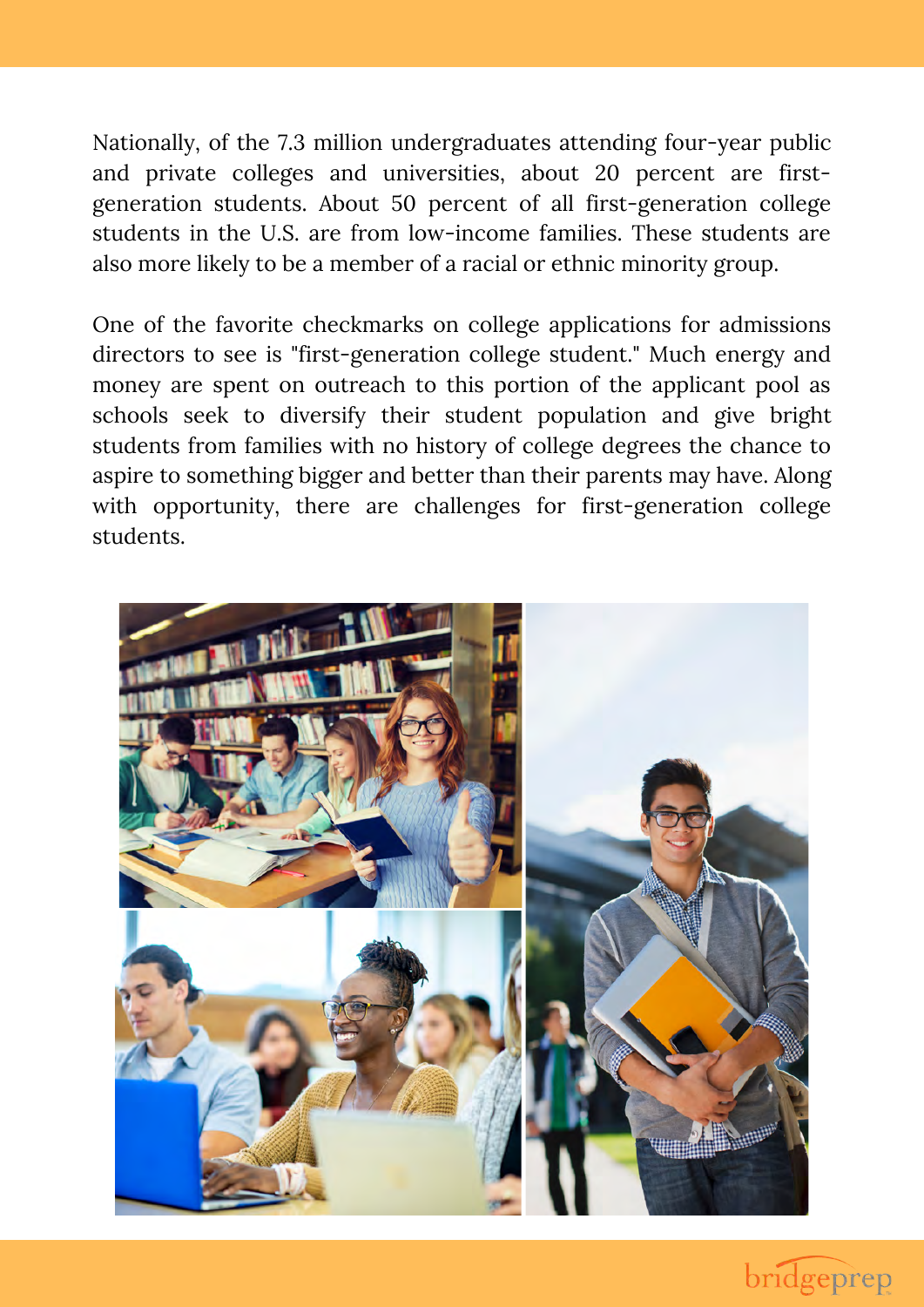Nationally, of the 7.3 million undergraduates attending four-year public and private colleges and universities, about 20 percent are first-generation students. About 50 percent of all first-generation college students in the U.S. are from low-income families. These students are also more likely to be a member of a racial or ethnic minority group.

One of the favorite checkmarks on college applications for admissions directors to see is "first-generation college student." Much energy and money are spent on outreach to this portion of the applicant pool as schools seek to diversify their student population and give bright students from families with no history of college degrees the chance to aspire to something bigger and better than their parents may have. Along with opportunity, there are challenges for first-generation college students.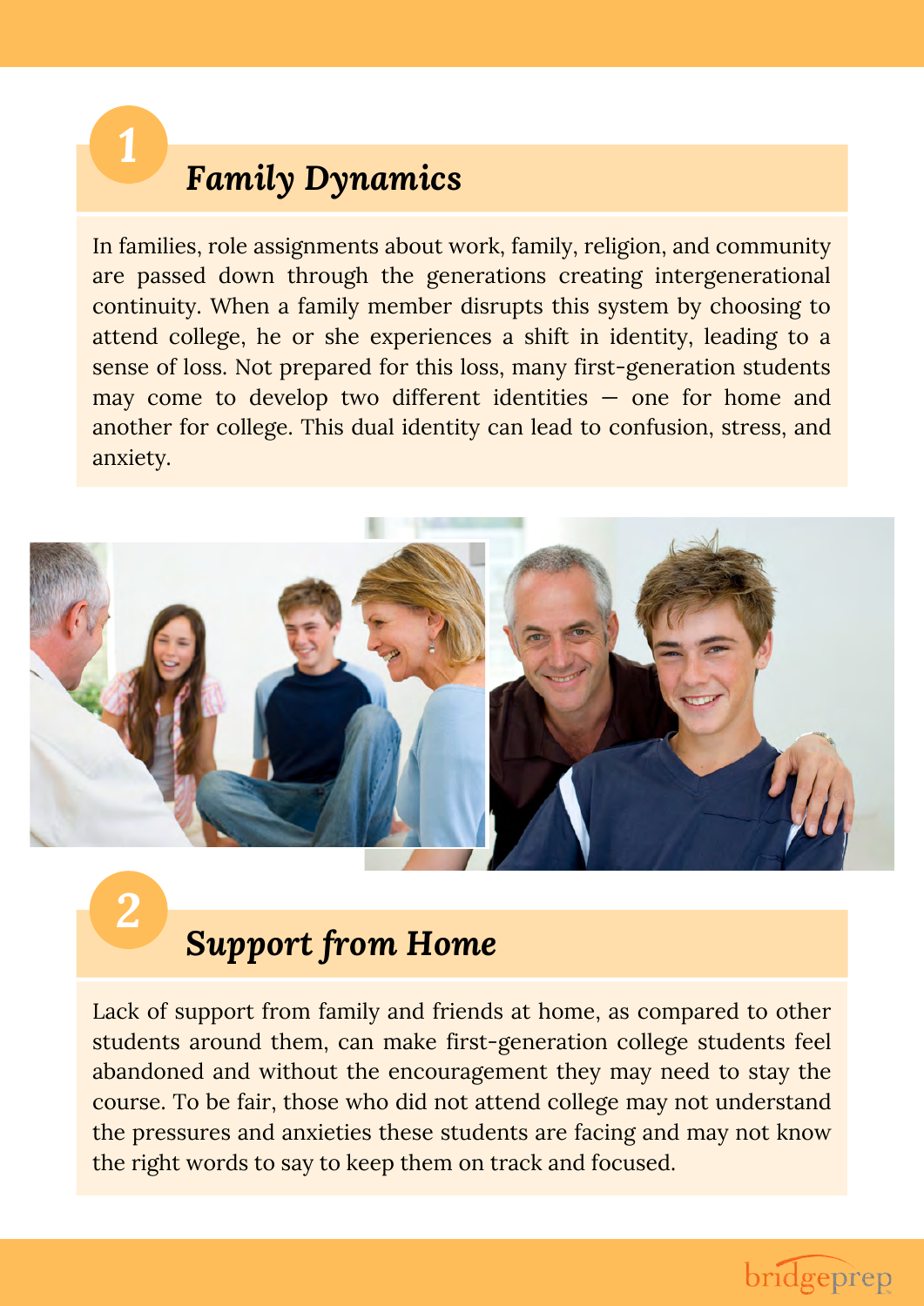## 1 *Family Dynamics*

In families, role assignments about work, family, religion, and community are passed down through the generations creating intergenerational continuity. When a family member disrupts this system by choosing to attend college, he or she experiences a shift in identity, leading to a sense of loss. Not prepared for this loss, many first-generation students may come to develop two different identities — one for home and another for college. This dual identity can lead to confusion, stress, and anxiety.

## 2 *Support from Home*

Lack of support from family and friends at home, as compared to other students around them, can make first-generation college students feel abandoned and without the encouragement they may need to stay the course. To be fair, those who did not attend college may not understand the pressures and anxieties these students are facing and may not know the right words to say to keep them on track and focused.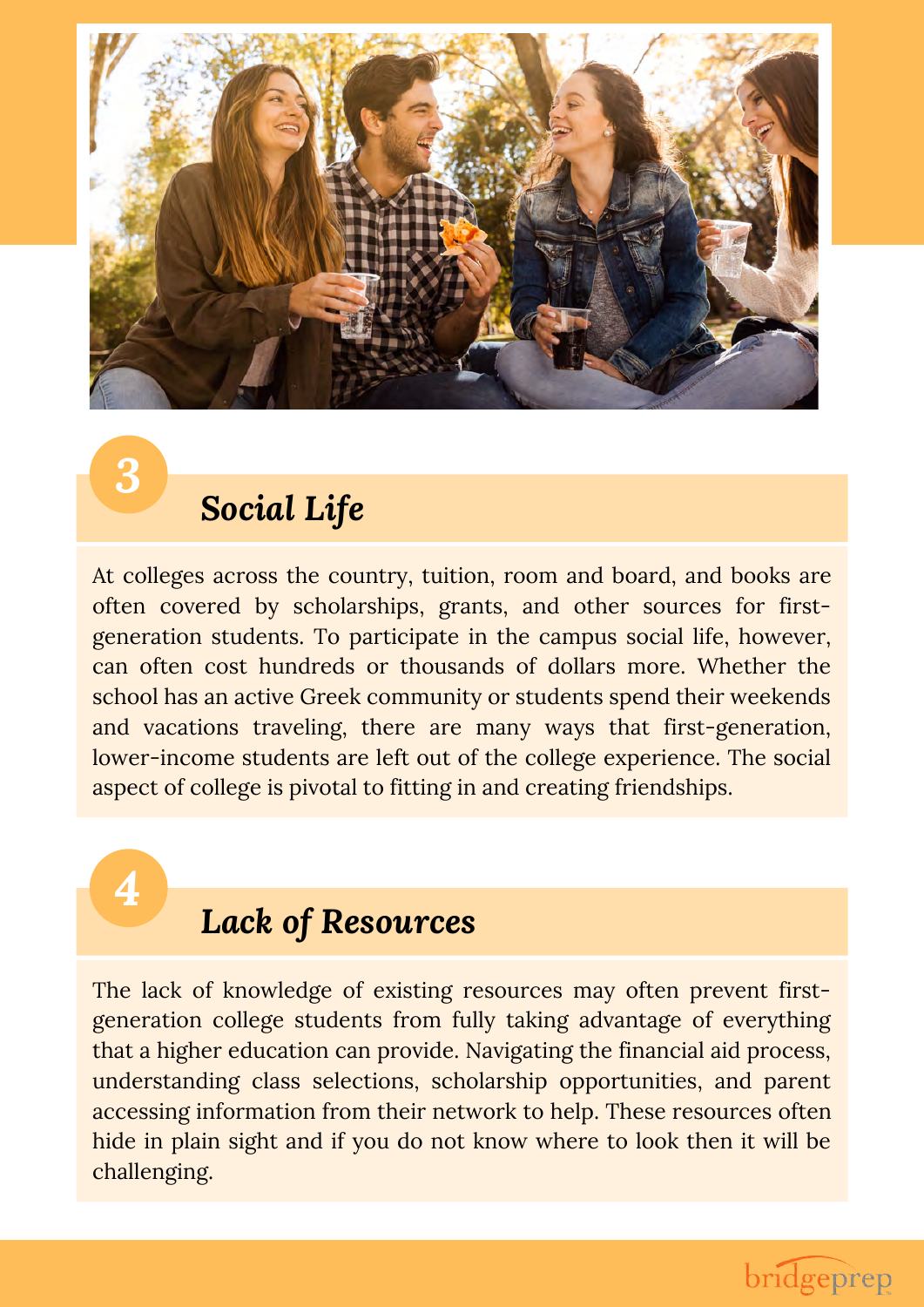## 3 *Social Life*

At colleges across the country, tuition, room and board, and books are often covered by scholarships, grants, and other sources for first-generation students. To participate in the campus social life, however, can often cost hundreds or thousands of dollars more. Whether the school has an active Greek community or students spend their weekends and vacations traveling, there are many ways that first-generation, lower-income students are left out of the college experience. The social aspect of college is pivotal to fitting in and creating friendships.

## 4 *Lack of Resources*

The lack of knowledge of existing resources may often prevent first-generation college students from fully taking advantage of everything that a higher education can provide. Navigating the financial aid process, understanding class selections, scholarship opportunities, and parent accessing information from their network to help. These resources often hide in plain sight and if you do not know where to look then it will be challenging.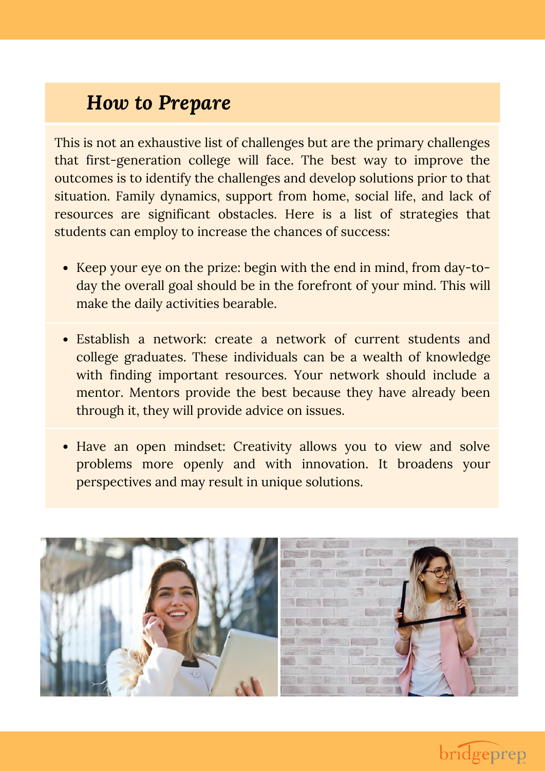## *How to Prepare*

This is not an exhaustive list of challenges but are the primary challenges that first-generation college will face. The best way to improve the outcomes is to identify the challenges and develop solutions prior to that situation. Family dynamics, support from home, social life, and lack of resources are significant obstacles. Here is a list of strategies that students can employ to increase the chances of success:

- Keep your eye on the prize: begin with the end in mind, from day-to-day the overall goal should be in the forefront of your mind. This will make the daily activities bearable.

- Establish a network: create a network of current students and college graduates. These individuals can be a wealth of knowledge with finding important resources. Your network should include a mentor. Mentors provide the best because they have already been through it, they will provide advice on issues.

- Have an open mindset: Creativity allows you to view and solve problems more openly and with innovation. It broadens your perspectives and may result in unique solutions.